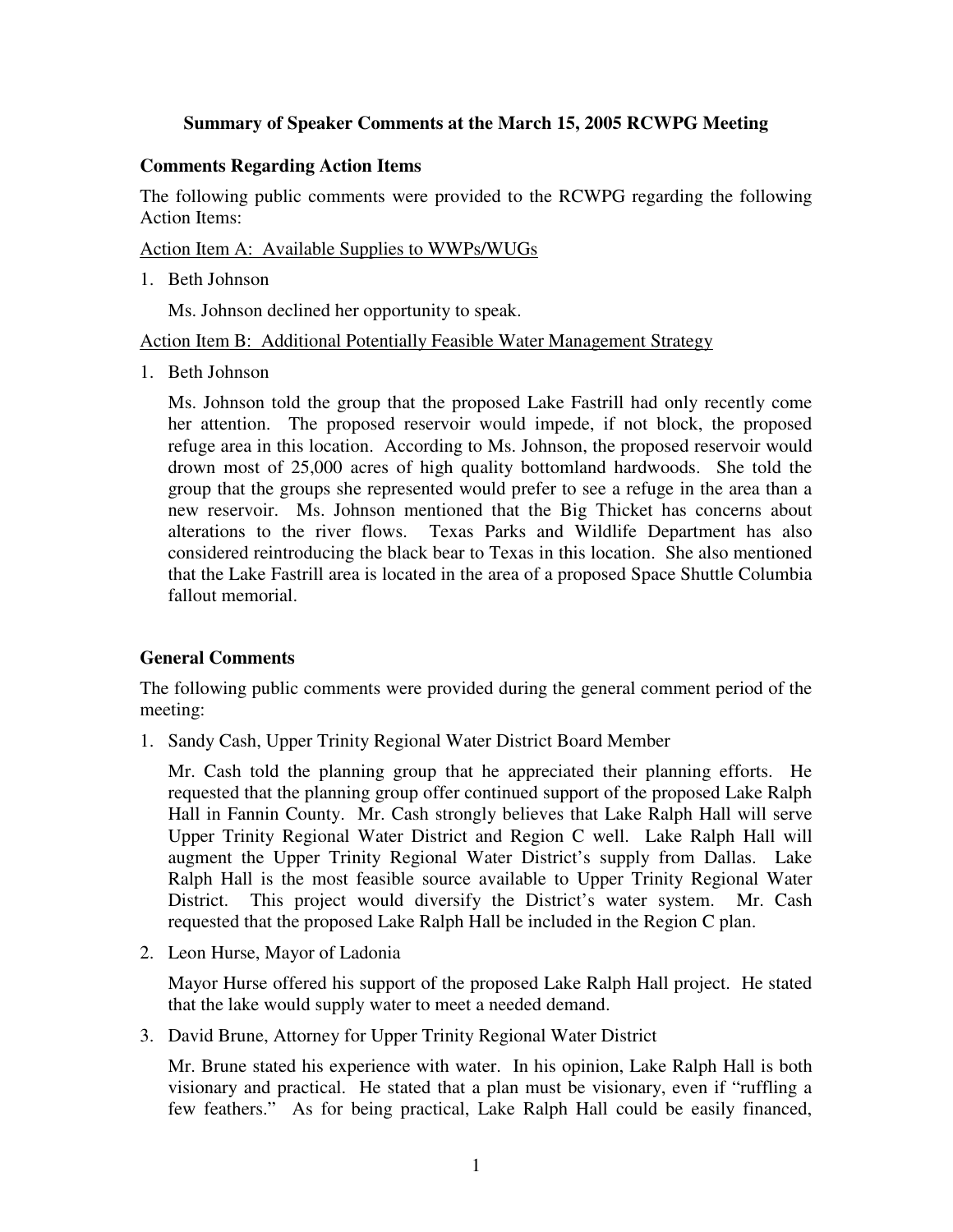## Summary of Speaker Comments at the March 15, 2005 RCWPG Meeting

### Comments Regarding Action Items

The following public comments were provided to the RCWPG regarding the following Action Items:

Action Item A: Available Supplies to WWPs/WUGs

1. Beth Johnson

   Ms. Johnson declined her opportunity to speak.

Action Item B: Additional Potentially Feasible Water Management Strategy

1. Beth Johnson

   Ms. Johnson told the group that the proposed Lake Fastrill had only recently come her attention. The proposed reservoir would impede, if not block, the proposed refuge area in this location. According to Ms. Johnson, the proposed reservoir would drown most of 25,000 acres of high quality bottomland hardwoods. She told the group that the groups she represented would prefer to see a refuge in the area than a new reservoir. Ms. Johnson mentioned that the Big Thicket has concerns about alterations to the river flows. Texas Parks and Wildlife Department has also considered reintroducing the black bear to Texas in this location. She also mentioned that the Lake Fastrill area is located in the area of a proposed Space Shuttle Columbia fallout memorial.

### General Comments

The following public comments were provided during the general comment period of the meeting:

1. Sandy Cash, Upper Trinity Regional Water District Board Member

   Mr. Cash told the planning group that he appreciated their planning efforts. He requested that the planning group offer continued support of the proposed Lake Ralph Hall in Fannin County. Mr. Cash strongly believes that Lake Ralph Hall will serve Upper Trinity Regional Water District and Region C well. Lake Ralph Hall will augment the Upper Trinity Regional Water District's supply from Dallas. Lake Ralph Hall is the most feasible source available to Upper Trinity Regional Water District. This project would diversify the District's water system. Mr. Cash requested that the proposed Lake Ralph Hall be included in the Region C plan.

2. Leon Hurse, Mayor of Ladonia

   Mayor Hurse offered his support of the proposed Lake Ralph Hall project. He stated that the lake would supply water to meet a needed demand.

3. David Brune, Attorney for Upper Trinity Regional Water District

   Mr. Brune stated his experience with water. In his opinion, Lake Ralph Hall is both visionary and practical. He stated that a plan must be visionary, even if "ruffling a few feathers." As for being practical, Lake Ralph Hall could be easily financed,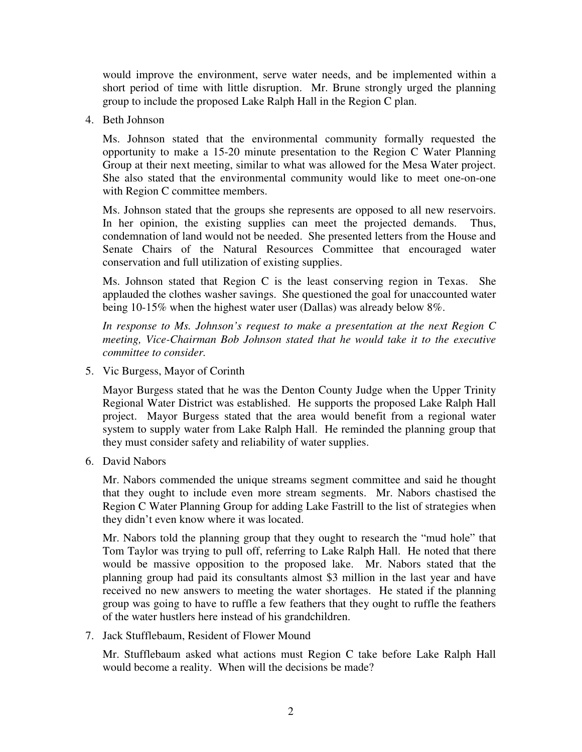would improve the environment, serve water needs, and be implemented within a short period of time with little disruption. Mr. Brune strongly urged the planning group to include the proposed Lake Ralph Hall in the Region C plan.

4. Beth Johnson

   Ms. Johnson stated that the environmental community formally requested the opportunity to make a 15-20 minute presentation to the Region C Water Planning Group at their next meeting, similar to what was allowed for the Mesa Water project. She also stated that the environmental community would like to meet one-on-one with Region C committee members.

   Ms. Johnson stated that the groups she represents are opposed to all new reservoirs. In her opinion, the existing supplies can meet the projected demands. Thus, condemnation of land would not be needed. She presented letters from the House and Senate Chairs of the Natural Resources Committee that encouraged water conservation and full utilization of existing supplies.

   Ms. Johnson stated that Region C is the least conserving region in Texas. She applauded the clothes washer savings. She questioned the goal for unaccounted water being 10-15% when the highest water user (Dallas) was already below 8%.

   *In response to Ms. Johnson's request to make a presentation at the next Region C meeting, Vice-Chairman Bob Johnson stated that he would take it to the executive committee to consider.*

5. Vic Burgess, Mayor of Corinth

   Mayor Burgess stated that he was the Denton County Judge when the Upper Trinity Regional Water District was established. He supports the proposed Lake Ralph Hall project. Mayor Burgess stated that the area would benefit from a regional water system to supply water from Lake Ralph Hall. He reminded the planning group that they must consider safety and reliability of water supplies.

6. David Nabors

   Mr. Nabors commended the unique streams segment committee and said he thought that they ought to include even more stream segments. Mr. Nabors chastised the Region C Water Planning Group for adding Lake Fastrill to the list of strategies when they didn't even know where it was located.

   Mr. Nabors told the planning group that they ought to research the "mud hole" that Tom Taylor was trying to pull off, referring to Lake Ralph Hall. He noted that there would be massive opposition to the proposed lake. Mr. Nabors stated that the planning group had paid its consultants almost $3 million in the last year and have received no new answers to meeting the water shortages. He stated if the planning group was going to have to ruffle a few feathers that they ought to ruffle the feathers of the water hustlers here instead of his grandchildren.

7. Jack Stufflebaum, Resident of Flower Mound

   Mr. Stufflebaum asked what actions must Region C take before Lake Ralph Hall would become a reality. When will the decisions be made?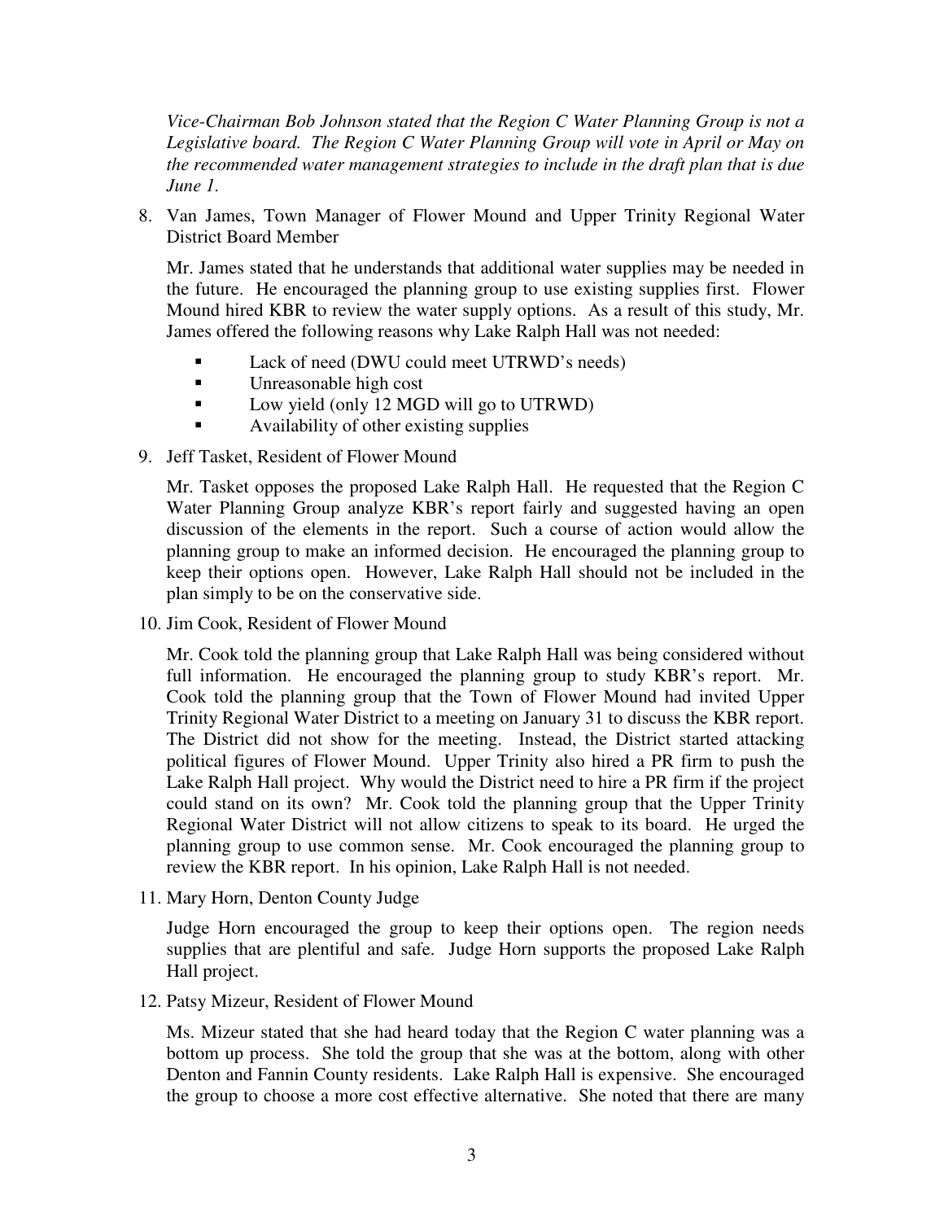*Vice-Chairman Bob Johnson stated that the Region C Water Planning Group is not a Legislative board. The Region C Water Planning Group will vote in April or May on the recommended water management strategies to include in the draft plan that is due June 1.*

8. Van James, Town Manager of Flower Mound and Upper Trinity Regional Water District Board Member

   Mr. James stated that he understands that additional water supplies may be needed in the future. He encouraged the planning group to use existing supplies first. Flower Mound hired KBR to review the water supply options. As a result of this study, Mr. James offered the following reasons why Lake Ralph Hall was not needed:

   - Lack of need (DWU could meet UTRWD's needs)
   - Unreasonable high cost
   - Low yield (only 12 MGD will go to UTRWD)
   - Availability of other existing supplies

9. Jeff Tasket, Resident of Flower Mound

   Mr. Tasket opposes the proposed Lake Ralph Hall. He requested that the Region C Water Planning Group analyze KBR's report fairly and suggested having an open discussion of the elements in the report. Such a course of action would allow the planning group to make an informed decision. He encouraged the planning group to keep their options open. However, Lake Ralph Hall should not be included in the plan simply to be on the conservative side.

10. Jim Cook, Resident of Flower Mound

    Mr. Cook told the planning group that Lake Ralph Hall was being considered without full information. He encouraged the planning group to study KBR's report. Mr. Cook told the planning group that the Town of Flower Mound had invited Upper Trinity Regional Water District to a meeting on January 31 to discuss the KBR report. The District did not show for the meeting. Instead, the District started attacking political figures of Flower Mound. Upper Trinity also hired a PR firm to push the Lake Ralph Hall project. Why would the District need to hire a PR firm if the project could stand on its own? Mr. Cook told the planning group that the Upper Trinity Regional Water District will not allow citizens to speak to its board. He urged the planning group to use common sense. Mr. Cook encouraged the planning group to review the KBR report. In his opinion, Lake Ralph Hall is not needed.

11. Mary Horn, Denton County Judge

    Judge Horn encouraged the group to keep their options open. The region needs supplies that are plentiful and safe. Judge Horn supports the proposed Lake Ralph Hall project.

12. Patsy Mizeur, Resident of Flower Mound

    Ms. Mizeur stated that she had heard today that the Region C water planning was a bottom up process. She told the group that she was at the bottom, along with other Denton and Fannin County residents. Lake Ralph Hall is expensive. She encouraged the group to choose a more cost effective alternative. She noted that there are many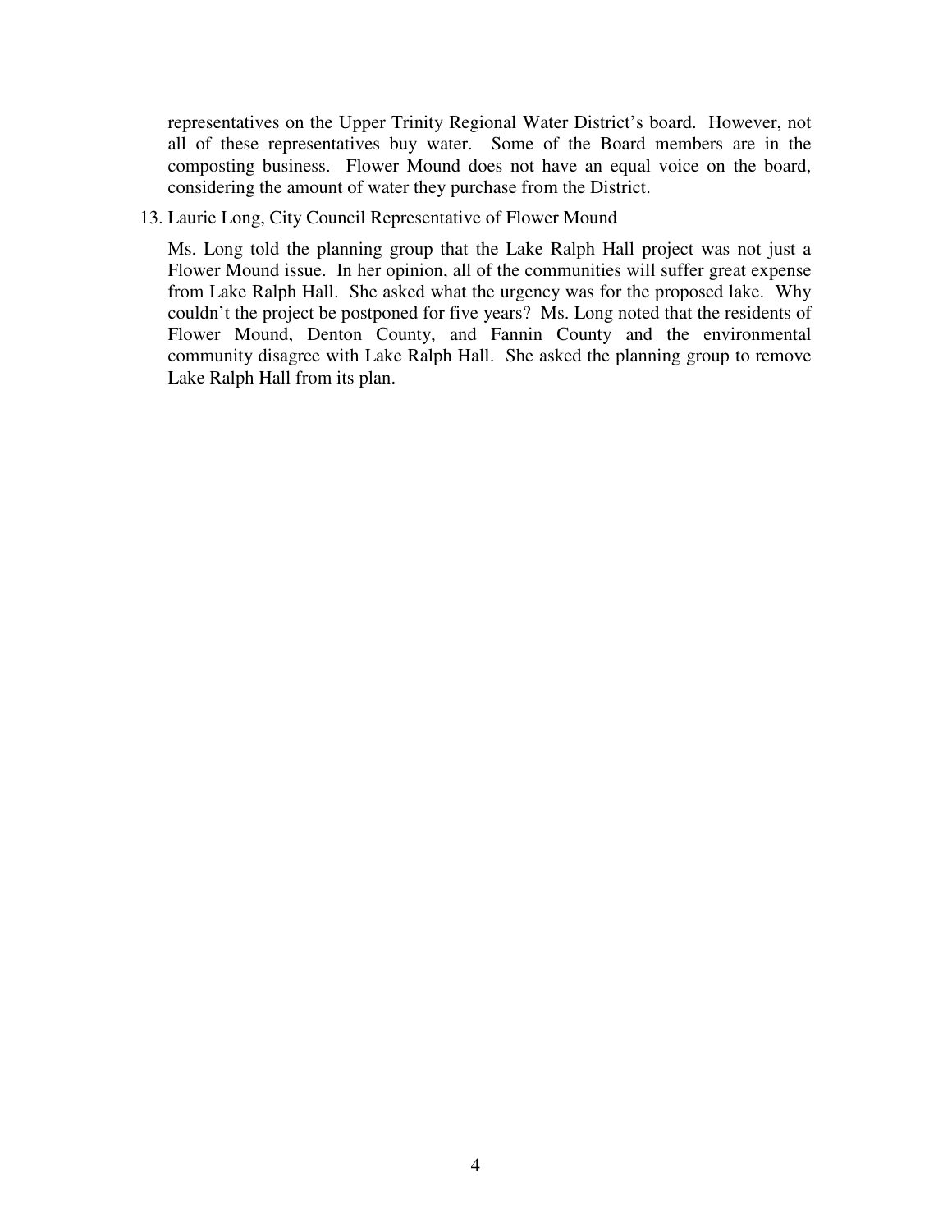representatives on the Upper Trinity Regional Water District's board. However, not all of these representatives buy water. Some of the Board members are in the composting business. Flower Mound does not have an equal voice on the board, considering the amount of water they purchase from the District.

13. Laurie Long, City Council Representative of Flower Mound

    Ms. Long told the planning group that the Lake Ralph Hall project was not just a Flower Mound issue. In her opinion, all of the communities will suffer great expense from Lake Ralph Hall. She asked what the urgency was for the proposed lake. Why couldn't the project be postponed for five years? Ms. Long noted that the residents of Flower Mound, Denton County, and Fannin County and the environmental community disagree with Lake Ralph Hall. She asked the planning group to remove Lake Ralph Hall from its plan.